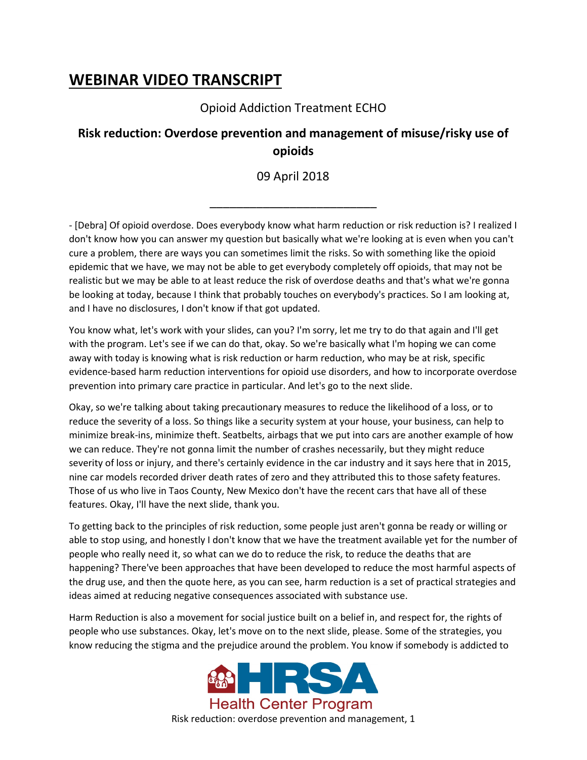# WEBINAR VIDEO TRANSCRIPT

Opioid Addiction Treatment ECHO

## Risk reduction: Overdose prevention and management of misuse/risky use of opioids

09 April 2018

---

- [Debra] Of opioid overdose. Does everybody know what harm reduction or risk reduction is? I realized I don't know how you can answer my question but basically what we're looking at is even when you can't cure a problem, there are ways you can sometimes limit the risks. So with something like the opioid epidemic that we have, we may not be able to get everybody completely off opioids, that may not be realistic but we may be able to at least reduce the risk of overdose deaths and that's what we're gonna be looking at today, because I think that probably touches on everybody's practices. So I am looking at, and I have no disclosures, I don't know if that got updated.

You know what, let's work with your slides, can you? I'm sorry, let me try to do that again and I'll get with the program. Let's see if we can do that, okay. So we're basically what I'm hoping we can come away with today is knowing what is risk reduction or harm reduction, who may be at risk, specific evidence-based harm reduction interventions for opioid use disorders, and how to incorporate overdose prevention into primary care practice in particular. And let's go to the next slide.

Okay, so we're talking about taking precautionary measures to reduce the likelihood of a loss, or to reduce the severity of a loss. So things like a security system at your house, your business, can help to minimize break-ins, minimize theft. Seatbelts, airbags that we put into cars are another example of how we can reduce. They're not gonna limit the number of crashes necessarily, but they might reduce severity of loss or injury, and there's certainly evidence in the car industry and it says here that in 2015, nine car models recorded driver death rates of zero and they attributed this to those safety features. Those of us who live in Taos County, New Mexico don't have the recent cars that have all of these features. Okay, I'll have the next slide, thank you.

To getting back to the principles of risk reduction, some people just aren't gonna be ready or willing or able to stop using, and honestly I don't know that we have the treatment available yet for the number of people who really need it, so what can we do to reduce the risk, to reduce the deaths that are happening? There've been approaches that have been developed to reduce the most harmful aspects of the drug use, and then the quote here, as you can see, harm reduction is a set of practical strategies and ideas aimed at reducing negative consequences associated with substance use.

Harm Reduction is also a movement for social justice built on a belief in, and respect for, the rights of people who use substances. Okay, let's move on to the next slide, please. Some of the strategies, you know reducing the stigma and the prejudice around the problem. You know if somebody is addicted to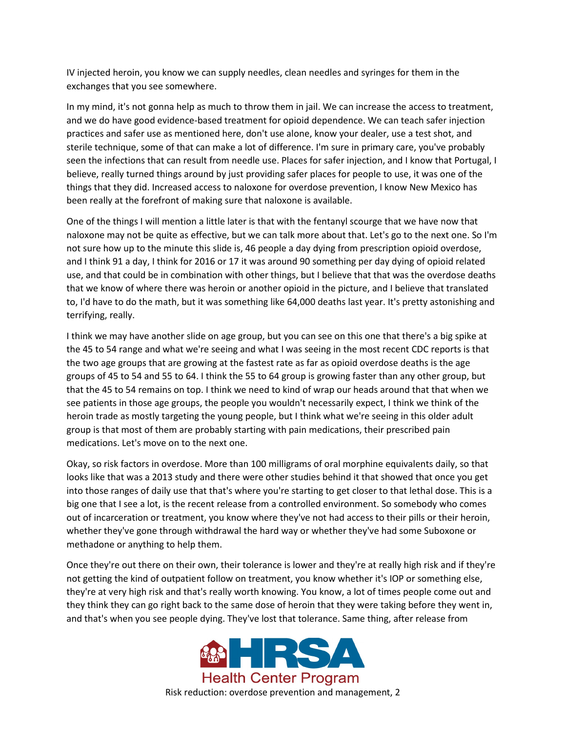IV injected heroin, you know we can supply needles, clean needles and syringes for them in the exchanges that you see somewhere.

In my mind, it's not gonna help as much to throw them in jail. We can increase the access to treatment, and we do have good evidence-based treatment for opioid dependence. We can teach safer injection practices and safer use as mentioned here, don't use alone, know your dealer, use a test shot, and sterile technique, some of that can make a lot of difference. I'm sure in primary care, you've probably seen the infections that can result from needle use. Places for safer injection, and I know that Portugal, I believe, really turned things around by just providing safer places for people to use, it was one of the things that they did. Increased access to naloxone for overdose prevention, I know New Mexico has been really at the forefront of making sure that naloxone is available.

One of the things I will mention a little later is that with the fentanyl scourge that we have now that naloxone may not be quite as effective, but we can talk more about that. Let's go to the next one. So I'm not sure how up to the minute this slide is, 46 people a day dying from prescription opioid overdose, and I think 91 a day, I think for 2016 or 17 it was around 90 something per day dying of opioid related use, and that could be in combination with other things, but I believe that that was the overdose deaths that we know of where there was heroin or another opioid in the picture, and I believe that translated to, I'd have to do the math, but it was something like 64,000 deaths last year. It's pretty astonishing and terrifying, really.

I think we may have another slide on age group, but you can see on this one that there's a big spike at the 45 to 54 range and what we're seeing and what I was seeing in the most recent CDC reports is that the two age groups that are growing at the fastest rate as far as opioid overdose deaths is the age groups of 45 to 54 and 55 to 64. I think the 55 to 64 group is growing faster than any other group, but that the 45 to 54 remains on top. I think we need to kind of wrap our heads around that that when we see patients in those age groups, the people you wouldn't necessarily expect, I think we think of the heroin trade as mostly targeting the young people, but I think what we're seeing in this older adult group is that most of them are probably starting with pain medications, their prescribed pain medications. Let's move on to the next one.

Okay, so risk factors in overdose. More than 100 milligrams of oral morphine equivalents daily, so that looks like that was a 2013 study and there were other studies behind it that showed that once you get into those ranges of daily use that that's where you're starting to get closer to that lethal dose. This is a big one that I see a lot, is the recent release from a controlled environment. So somebody who comes out of incarceration or treatment, you know where they've not had access to their pills or their heroin, whether they've gone through withdrawal the hard way or whether they've had some Suboxone or methadone or anything to help them.

Once they're out there on their own, their tolerance is lower and they're at really high risk and if they're not getting the kind of outpatient follow on treatment, you know whether it's IOP or something else, they're at very high risk and that's really worth knowing. You know, a lot of times people come out and they think they can go right back to the same dose of heroin that they were taking before they went in, and that's when you see people dying. They've lost that tolerance. Same thing, after release from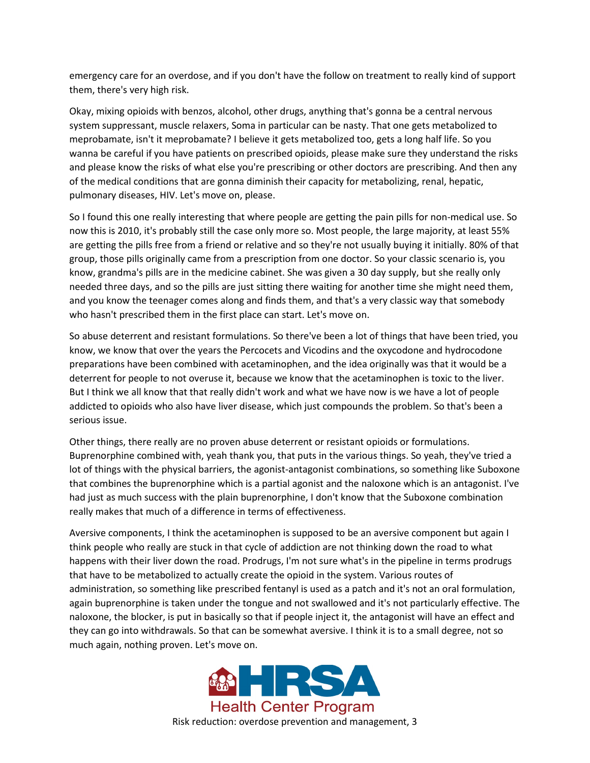emergency care for an overdose, and if you don't have the follow on treatment to really kind of support them, there's very high risk.

Okay, mixing opioids with benzos, alcohol, other drugs, anything that's gonna be a central nervous system suppressant, muscle relaxers, Soma in particular can be nasty. That one gets metabolized to meprobamate, isn't it meprobamate? I believe it gets metabolized too, gets a long half life. So you wanna be careful if you have patients on prescribed opioids, please make sure they understand the risks and please know the risks of what else you're prescribing or other doctors are prescribing. And then any of the medical conditions that are gonna diminish their capacity for metabolizing, renal, hepatic, pulmonary diseases, HIV. Let's move on, please.

So I found this one really interesting that where people are getting the pain pills for non-medical use. So now this is 2010, it's probably still the case only more so. Most people, the large majority, at least 55% are getting the pills free from a friend or relative and so they're not usually buying it initially. 80% of that group, those pills originally came from a prescription from one doctor. So your classic scenario is, you know, grandma's pills are in the medicine cabinet. She was given a 30 day supply, but she really only needed three days, and so the pills are just sitting there waiting for another time she might need them, and you know the teenager comes along and finds them, and that's a very classic way that somebody who hasn't prescribed them in the first place can start. Let's move on.

So abuse deterrent and resistant formulations. So there've been a lot of things that have been tried, you know, we know that over the years the Percocets and Vicodins and the oxycodone and hydrocodone preparations have been combined with acetaminophen, and the idea originally was that it would be a deterrent for people to not overuse it, because we know that the acetaminophen is toxic to the liver. But I think we all know that that really didn't work and what we have now is we have a lot of people addicted to opioids who also have liver disease, which just compounds the problem. So that's been a serious issue.

Other things, there really are no proven abuse deterrent or resistant opioids or formulations. Buprenorphine combined with, yeah thank you, that puts in the various things. So yeah, they've tried a lot of things with the physical barriers, the agonist-antagonist combinations, so something like Suboxone that combines the buprenorphine which is a partial agonist and the naloxone which is an antagonist. I've had just as much success with the plain buprenorphine, I don't know that the Suboxone combination really makes that much of a difference in terms of effectiveness.

Aversive components, I think the acetaminophen is supposed to be an aversive component but again I think people who really are stuck in that cycle of addiction are not thinking down the road to what happens with their liver down the road. Prodrugs, I'm not sure what's in the pipeline in terms prodrugs that have to be metabolized to actually create the opioid in the system. Various routes of administration, so something like prescribed fentanyl is used as a patch and it's not an oral formulation, again buprenorphine is taken under the tongue and not swallowed and it's not particularly effective. The naloxone, the blocker, is put in basically so that if people inject it, the antagonist will have an effect and they can go into withdrawals. So that can be somewhat aversive. I think it is to a small degree, not so much again, nothing proven. Let's move on.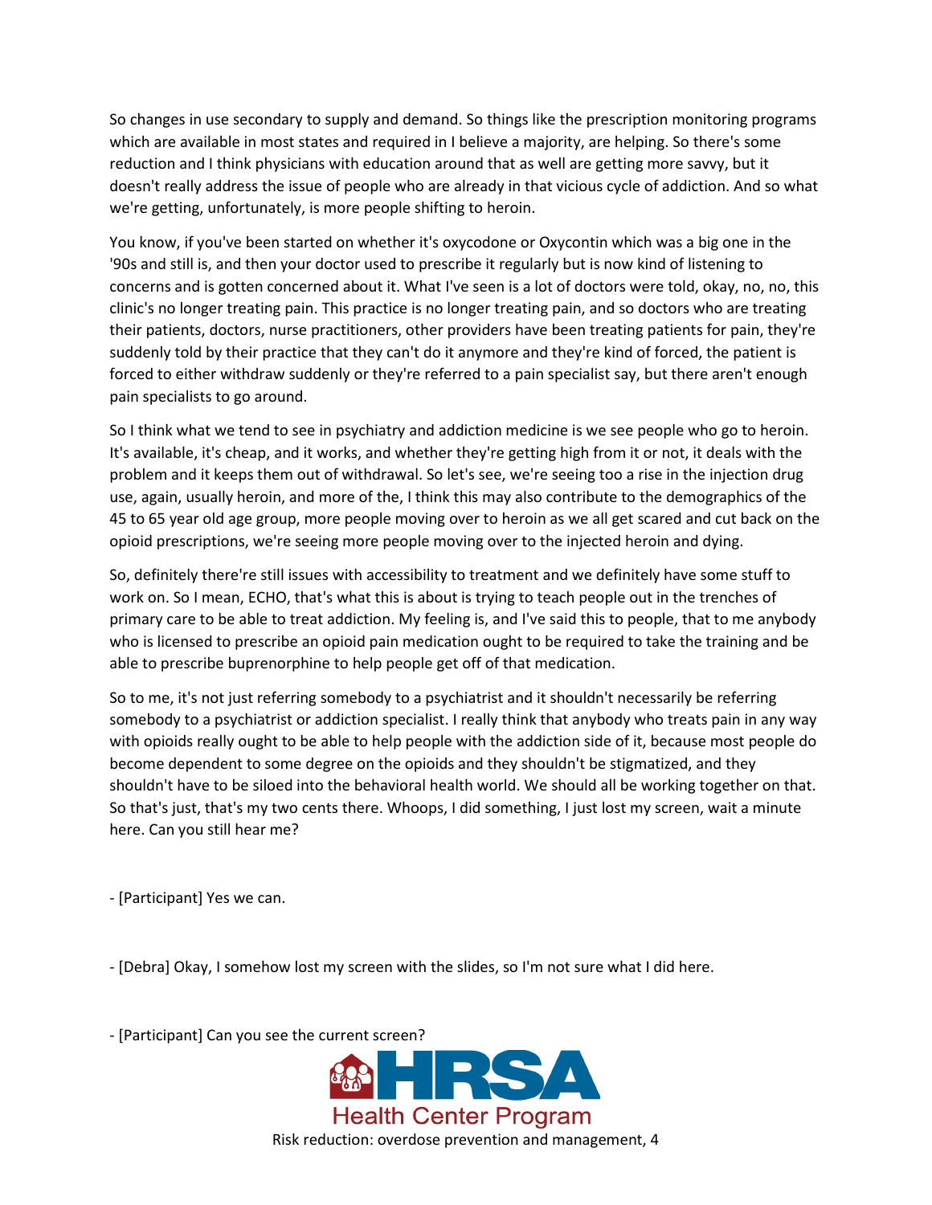So changes in use secondary to supply and demand. So things like the prescription monitoring programs which are available in most states and required in I believe a majority, are helping. So there's some reduction and I think physicians with education around that as well are getting more savvy, but it doesn't really address the issue of people who are already in that vicious cycle of addiction. And so what we're getting, unfortunately, is more people shifting to heroin.

You know, if you've been started on whether it's oxycodone or Oxycontin which was a big one in the '90s and still is, and then your doctor used to prescribe it regularly but is now kind of listening to concerns and is gotten concerned about it. What I've seen is a lot of doctors were told, okay, no, no, this clinic's no longer treating pain. This practice is no longer treating pain, and so doctors who are treating their patients, doctors, nurse practitioners, other providers have been treating patients for pain, they're suddenly told by their practice that they can't do it anymore and they're kind of forced, the patient is forced to either withdraw suddenly or they're referred to a pain specialist say, but there aren't enough pain specialists to go around.

So I think what we tend to see in psychiatry and addiction medicine is we see people who go to heroin. It's available, it's cheap, and it works, and whether they're getting high from it or not, it deals with the problem and it keeps them out of withdrawal. So let's see, we're seeing too a rise in the injection drug use, again, usually heroin, and more of the, I think this may also contribute to the demographics of the 45 to 65 year old age group, more people moving over to heroin as we all get scared and cut back on the opioid prescriptions, we're seeing more people moving over to the injected heroin and dying.

So, definitely there're still issues with accessibility to treatment and we definitely have some stuff to work on. So I mean, ECHO, that's what this is about is trying to teach people out in the trenches of primary care to be able to treat addiction. My feeling is, and I've said this to people, that to me anybody who is licensed to prescribe an opioid pain medication ought to be required to take the training and be able to prescribe buprenorphine to help people get off of that medication.

So to me, it's not just referring somebody to a psychiatrist and it shouldn't necessarily be referring somebody to a psychiatrist or addiction specialist. I really think that anybody who treats pain in any way with opioids really ought to be able to help people with the addiction side of it, because most people do become dependent to some degree on the opioids and they shouldn't be stigmatized, and they shouldn't have to be siloed into the behavioral health world. We should all be working together on that. So that's just, that's my two cents there. Whoops, I did something, I just lost my screen, wait a minute here. Can you still hear me?

- [Participant] Yes we can.

- [Debra] Okay, I somehow lost my screen with the slides, so I'm not sure what I did here.

- [Participant] Can you see the current screen?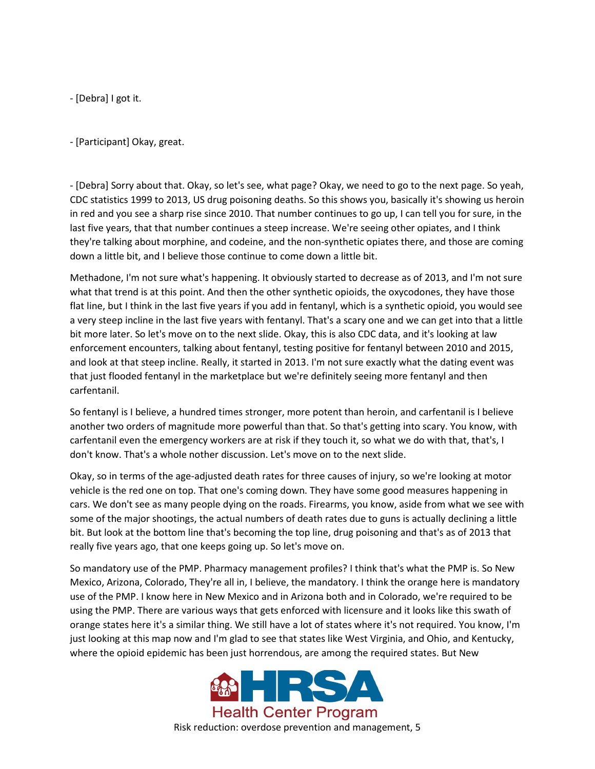- [Debra] I got it.

- [Participant] Okay, great.

- [Debra] Sorry about that. Okay, so let's see, what page? Okay, we need to go to the next page. So yeah, CDC statistics 1999 to 2013, US drug poisoning deaths. So this shows you, basically it's showing us heroin in red and you see a sharp rise since 2010. That number continues to go up, I can tell you for sure, in the last five years, that that number continues a steep increase. We're seeing other opiates, and I think they're talking about morphine, and codeine, and the non-synthetic opiates there, and those are coming down a little bit, and I believe those continue to come down a little bit.

Methadone, I'm not sure what's happening. It obviously started to decrease as of 2013, and I'm not sure what that trend is at this point. And then the other synthetic opioids, the oxycodones, they have those flat line, but I think in the last five years if you add in fentanyl, which is a synthetic opioid, you would see a very steep incline in the last five years with fentanyl. That's a scary one and we can get into that a little bit more later. So let's move on to the next slide. Okay, this is also CDC data, and it's looking at law enforcement encounters, talking about fentanyl, testing positive for fentanyl between 2010 and 2015, and look at that steep incline. Really, it started in 2013. I'm not sure exactly what the dating event was that just flooded fentanyl in the marketplace but we're definitely seeing more fentanyl and then carfentanil.

So fentanyl is I believe, a hundred times stronger, more potent than heroin, and carfentanil is I believe another two orders of magnitude more powerful than that. So that's getting into scary. You know, with carfentanil even the emergency workers are at risk if they touch it, so what we do with that, that's, I don't know. That's a whole nother discussion. Let's move on to the next slide.

Okay, so in terms of the age-adjusted death rates for three causes of injury, so we're looking at motor vehicle is the red one on top. That one's coming down. They have some good measures happening in cars. We don't see as many people dying on the roads. Firearms, you know, aside from what we see with some of the major shootings, the actual numbers of death rates due to guns is actually declining a little bit. But look at the bottom line that's becoming the top line, drug poisoning and that's as of 2013 that really five years ago, that one keeps going up. So let's move on.

So mandatory use of the PMP. Pharmacy management profiles? I think that's what the PMP is. So New Mexico, Arizona, Colorado, They're all in, I believe, the mandatory. I think the orange here is mandatory use of the PMP. I know here in New Mexico and in Arizona both and in Colorado, we're required to be using the PMP. There are various ways that gets enforced with licensure and it looks like this swath of orange states here it's a similar thing. We still have a lot of states where it's not required. You know, I'm just looking at this map now and I'm glad to see that states like West Virginia, and Ohio, and Kentucky, where the opioid epidemic has been just horrendous, are among the required states. But New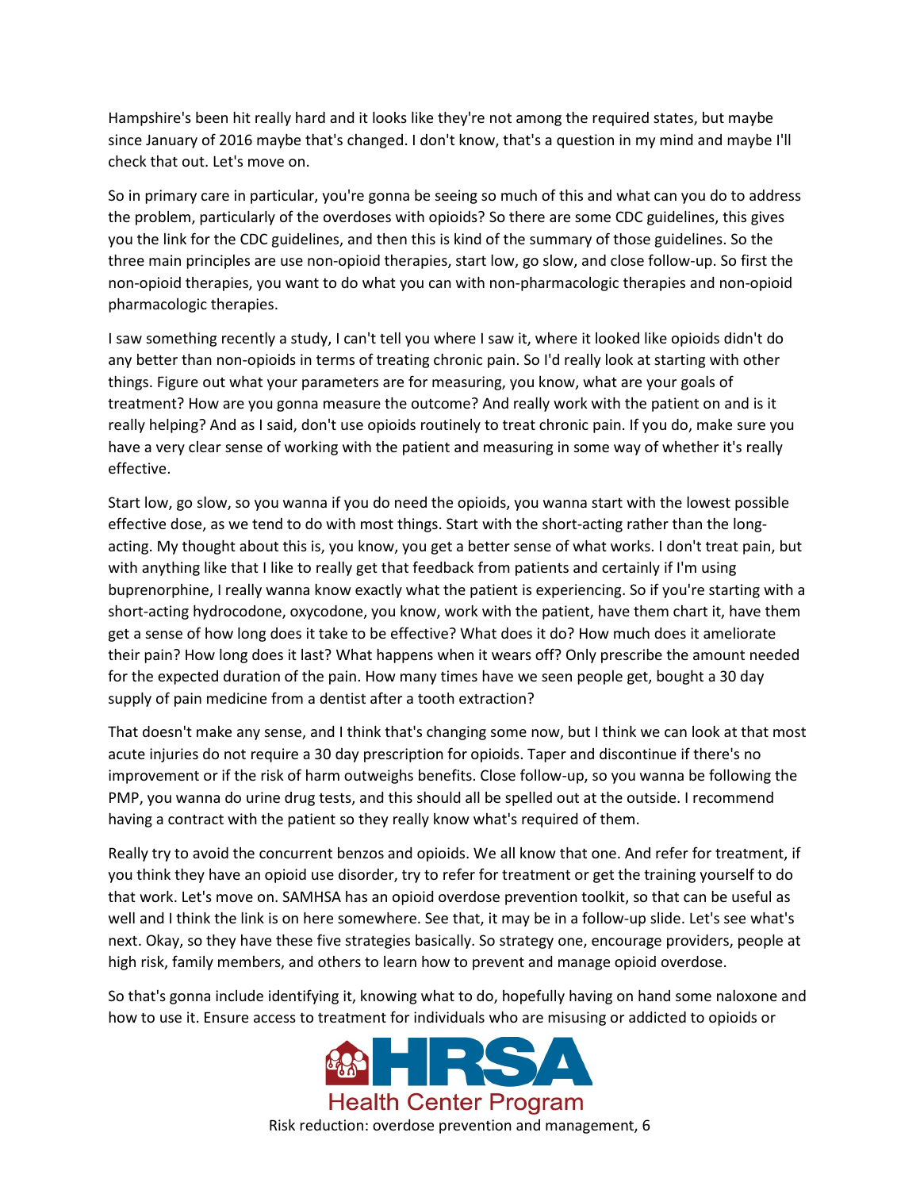Hampshire's been hit really hard and it looks like they're not among the required states, but maybe since January of 2016 maybe that's changed. I don't know, that's a question in my mind and maybe I'll check that out. Let's move on.

So in primary care in particular, you're gonna be seeing so much of this and what can you do to address the problem, particularly of the overdoses with opioids? So there are some CDC guidelines, this gives you the link for the CDC guidelines, and then this is kind of the summary of those guidelines. So the three main principles are use non-opioid therapies, start low, go slow, and close follow-up. So first the non-opioid therapies, you want to do what you can with non-pharmacologic therapies and non-opioid pharmacologic therapies.

I saw something recently a study, I can't tell you where I saw it, where it looked like opioids didn't do any better than non-opioids in terms of treating chronic pain. So I'd really look at starting with other things. Figure out what your parameters are for measuring, you know, what are your goals of treatment? How are you gonna measure the outcome? And really work with the patient on and is it really helping? And as I said, don't use opioids routinely to treat chronic pain. If you do, make sure you have a very clear sense of working with the patient and measuring in some way of whether it's really effective.

Start low, go slow, so you wanna if you do need the opioids, you wanna start with the lowest possible effective dose, as we tend to do with most things. Start with the short-acting rather than the long-acting. My thought about this is, you know, you get a better sense of what works. I don't treat pain, but with anything like that I like to really get that feedback from patients and certainly if I'm using buprenorphine, I really wanna know exactly what the patient is experiencing. So if you're starting with a short-acting hydrocodone, oxycodone, you know, work with the patient, have them chart it, have them get a sense of how long does it take to be effective? What does it do? How much does it ameliorate their pain? How long does it last? What happens when it wears off? Only prescribe the amount needed for the expected duration of the pain. How many times have we seen people get, bought a 30 day supply of pain medicine from a dentist after a tooth extraction?

That doesn't make any sense, and I think that's changing some now, but I think we can look at that most acute injuries do not require a 30 day prescription for opioids. Taper and discontinue if there's no improvement or if the risk of harm outweighs benefits. Close follow-up, so you wanna be following the PMP, you wanna do urine drug tests, and this should all be spelled out at the outside. I recommend having a contract with the patient so they really know what's required of them.

Really try to avoid the concurrent benzos and opioids. We all know that one. And refer for treatment, if you think they have an opioid use disorder, try to refer for treatment or get the training yourself to do that work. Let's move on. SAMHSA has an opioid overdose prevention toolkit, so that can be useful as well and I think the link is on here somewhere. See that, it may be in a follow-up slide. Let's see what's next. Okay, so they have these five strategies basically. So strategy one, encourage providers, people at high risk, family members, and others to learn how to prevent and manage opioid overdose.

So that's gonna include identifying it, knowing what to do, hopefully having on hand some naloxone and how to use it. Ensure access to treatment for individuals who are misusing or addicted to opioids or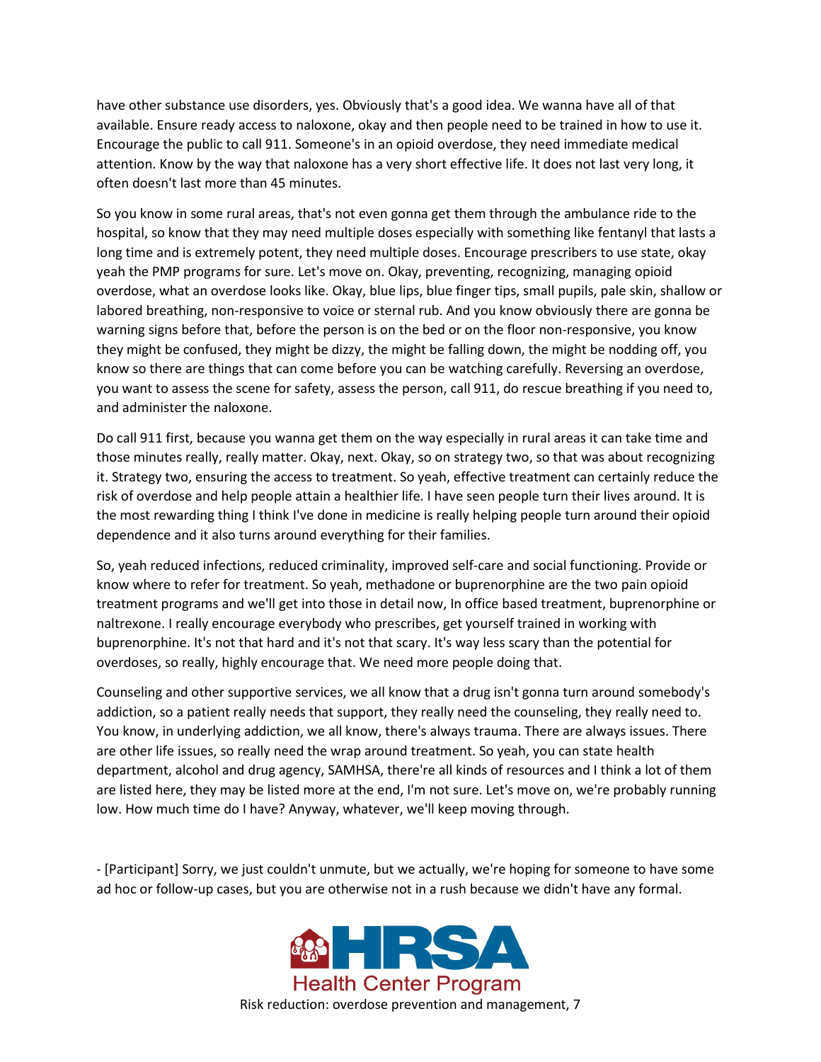have other substance use disorders, yes. Obviously that's a good idea. We wanna have all of that available. Ensure ready access to naloxone, okay and then people need to be trained in how to use it. Encourage the public to call 911. Someone's in an opioid overdose, they need immediate medical attention. Know by the way that naloxone has a very short effective life. It does not last very long, it often doesn't last more than 45 minutes.

So you know in some rural areas, that's not even gonna get them through the ambulance ride to the hospital, so know that they may need multiple doses especially with something like fentanyl that lasts a long time and is extremely potent, they need multiple doses. Encourage prescribers to use state, okay yeah the PMP programs for sure. Let's move on. Okay, preventing, recognizing, managing opioid overdose, what an overdose looks like. Okay, blue lips, blue finger tips, small pupils, pale skin, shallow or labored breathing, non-responsive to voice or sternal rub. And you know obviously there are gonna be warning signs before that, before the person is on the bed or on the floor non-responsive, you know they might be confused, they might be dizzy, the might be falling down, the might be nodding off, you know so there are things that can come before you can be watching carefully. Reversing an overdose, you want to assess the scene for safety, assess the person, call 911, do rescue breathing if you need to, and administer the naloxone.

Do call 911 first, because you wanna get them on the way especially in rural areas it can take time and those minutes really, really matter. Okay, next. Okay, so on strategy two, so that was about recognizing it. Strategy two, ensuring the access to treatment. So yeah, effective treatment can certainly reduce the risk of overdose and help people attain a healthier life. I have seen people turn their lives around. It is the most rewarding thing I think I've done in medicine is really helping people turn around their opioid dependence and it also turns around everything for their families.

So, yeah reduced infections, reduced criminality, improved self-care and social functioning. Provide or know where to refer for treatment. So yeah, methadone or buprenorphine are the two pain opioid treatment programs and we'll get into those in detail now, In office based treatment, buprenorphine or naltrexone. I really encourage everybody who prescribes, get yourself trained in working with buprenorphine. It's not that hard and it's not that scary. It's way less scary than the potential for overdoses, so really, highly encourage that. We need more people doing that.

Counseling and other supportive services, we all know that a drug isn't gonna turn around somebody's addiction, so a patient really needs that support, they really need the counseling, they really need to. You know, in underlying addiction, we all know, there's always trauma. There are always issues. There are other life issues, so really need the wrap around treatment. So yeah, you can state health department, alcohol and drug agency, SAMHSA, there're all kinds of resources and I think a lot of them are listed here, they may be listed more at the end, I'm not sure. Let's move on, we're probably running low. How much time do I have? Anyway, whatever, we'll keep moving through.

- [Participant] Sorry, we just couldn't unmute, but we actually, we're hoping for someone to have some ad hoc or follow-up cases, but you are otherwise not in a rush because we didn't have any formal.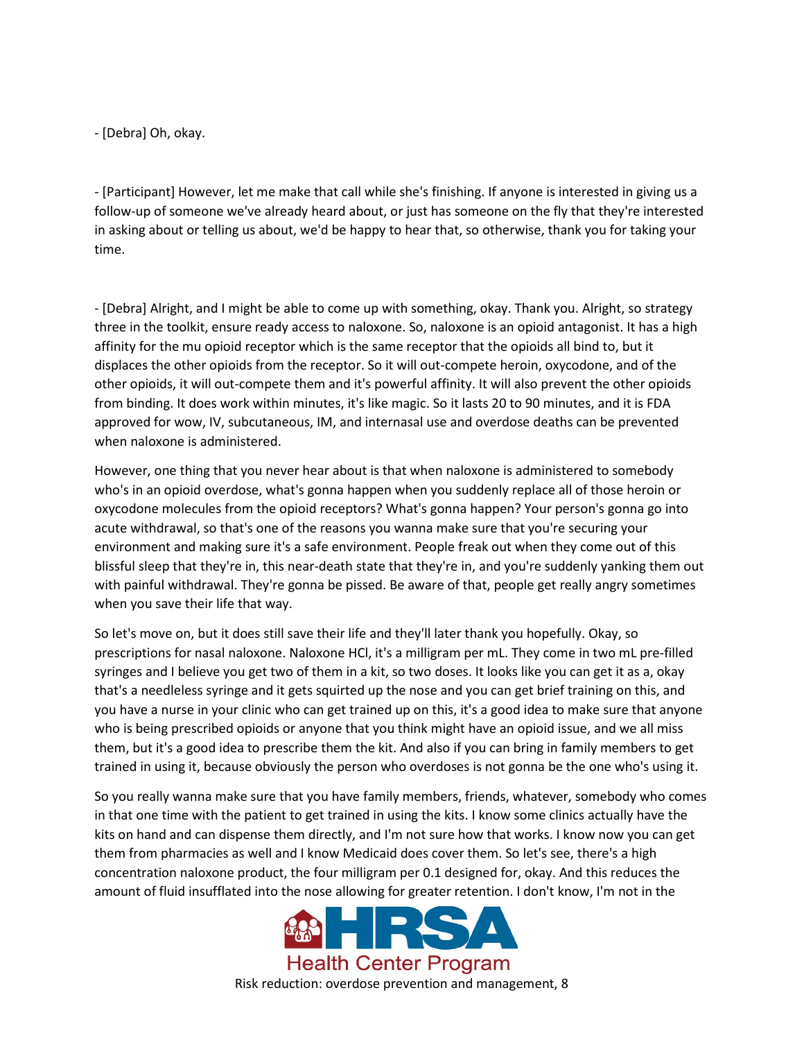- [Debra] Oh, okay.

- [Participant] However, let me make that call while she's finishing. If anyone is interested in giving us a follow-up of someone we've already heard about, or just has someone on the fly that they're interested in asking about or telling us about, we'd be happy to hear that, so otherwise, thank you for taking your time.

- [Debra] Alright, and I might be able to come up with something, okay. Thank you. Alright, so strategy three in the toolkit, ensure ready access to naloxone. So, naloxone is an opioid antagonist. It has a high affinity for the mu opioid receptor which is the same receptor that the opioids all bind to, but it displaces the other opioids from the receptor. So it will out-compete heroin, oxycodone, and of the other opioids, it will out-compete them and it's powerful affinity. It will also prevent the other opioids from binding. It does work within minutes, it's like magic. So it lasts 20 to 90 minutes, and it is FDA approved for wow, IV, subcutaneous, IM, and internasal use and overdose deaths can be prevented when naloxone is administered.

However, one thing that you never hear about is that when naloxone is administered to somebody who's in an opioid overdose, what's gonna happen when you suddenly replace all of those heroin or oxycodone molecules from the opioid receptors? What's gonna happen? Your person's gonna go into acute withdrawal, so that's one of the reasons you wanna make sure that you're securing your environment and making sure it's a safe environment. People freak out when they come out of this blissful sleep that they're in, this near-death state that they're in, and you're suddenly yanking them out with painful withdrawal. They're gonna be pissed. Be aware of that, people get really angry sometimes when you save their life that way.

So let's move on, but it does still save their life and they'll later thank you hopefully. Okay, so prescriptions for nasal naloxone. Naloxone HCl, it's a milligram per mL. They come in two mL pre-filled syringes and I believe you get two of them in a kit, so two doses. It looks like you can get it as a, okay that's a needleless syringe and it gets squirted up the nose and you can get brief training on this, and you have a nurse in your clinic who can get trained up on this, it's a good idea to make sure that anyone who is being prescribed opioids or anyone that you think might have an opioid issue, and we all miss them, but it's a good idea to prescribe them the kit. And also if you can bring in family members to get trained in using it, because obviously the person who overdoses is not gonna be the one who's using it.

So you really wanna make sure that you have family members, friends, whatever, somebody who comes in that one time with the patient to get trained in using the kits. I know some clinics actually have the kits on hand and can dispense them directly, and I'm not sure how that works. I know now you can get them from pharmacies as well and I know Medicaid does cover them. So let's see, there's a high concentration naloxone product, the four milligram per 0.1 designed for, okay. And this reduces the amount of fluid insufflated into the nose allowing for greater retention. I don't know, I'm not in the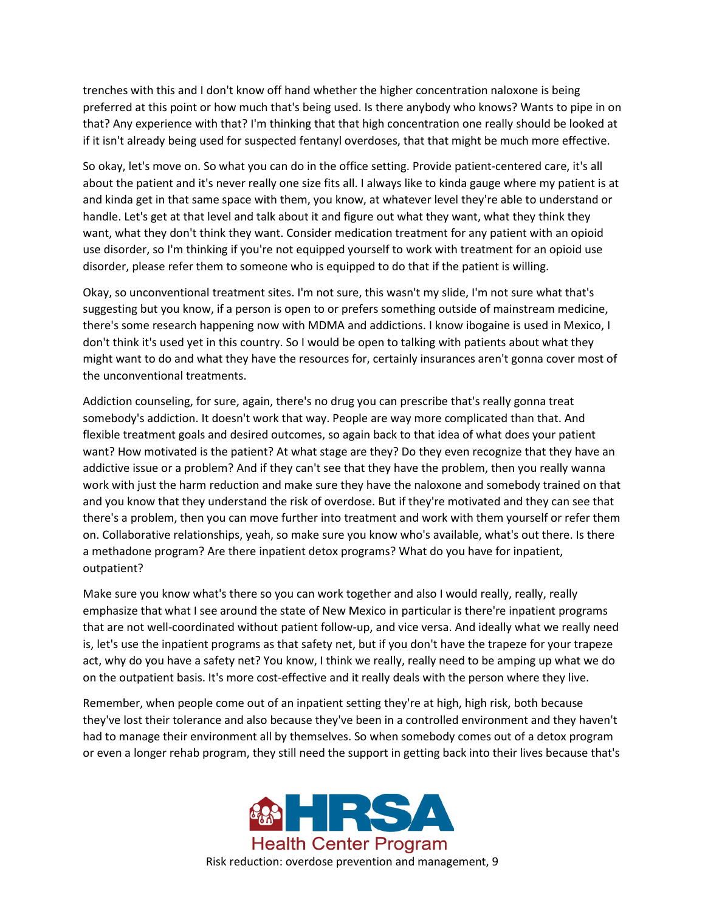trenches with this and I don't know off hand whether the higher concentration naloxone is being preferred at this point or how much that's being used. Is there anybody who knows? Wants to pipe in on that? Any experience with that? I'm thinking that that high concentration one really should be looked at if it isn't already being used for suspected fentanyl overdoses, that that might be much more effective.

So okay, let's move on. So what you can do in the office setting. Provide patient-centered care, it's all about the patient and it's never really one size fits all. I always like to kinda gauge where my patient is at and kinda get in that same space with them, you know, at whatever level they're able to understand or handle. Let's get at that level and talk about it and figure out what they want, what they think they want, what they don't think they want. Consider medication treatment for any patient with an opioid use disorder, so I'm thinking if you're not equipped yourself to work with treatment for an opioid use disorder, please refer them to someone who is equipped to do that if the patient is willing.

Okay, so unconventional treatment sites. I'm not sure, this wasn't my slide, I'm not sure what that's suggesting but you know, if a person is open to or prefers something outside of mainstream medicine, there's some research happening now with MDMA and addictions. I know ibogaine is used in Mexico, I don't think it's used yet in this country. So I would be open to talking with patients about what they might want to do and what they have the resources for, certainly insurances aren't gonna cover most of the unconventional treatments.

Addiction counseling, for sure, again, there's no drug you can prescribe that's really gonna treat somebody's addiction. It doesn't work that way. People are way more complicated than that. And flexible treatment goals and desired outcomes, so again back to that idea of what does your patient want? How motivated is the patient? At what stage are they? Do they even recognize that they have an addictive issue or a problem? And if they can't see that they have the problem, then you really wanna work with just the harm reduction and make sure they have the naloxone and somebody trained on that and you know that they understand the risk of overdose. But if they're motivated and they can see that there's a problem, then you can move further into treatment and work with them yourself or refer them on. Collaborative relationships, yeah, so make sure you know who's available, what's out there. Is there a methadone program? Are there inpatient detox programs? What do you have for inpatient, outpatient?

Make sure you know what's there so you can work together and also I would really, really, really emphasize that what I see around the state of New Mexico in particular is there're inpatient programs that are not well-coordinated without patient follow-up, and vice versa. And ideally what we really need is, let's use the inpatient programs as that safety net, but if you don't have the trapeze for your trapeze act, why do you have a safety net? You know, I think we really, really need to be amping up what we do on the outpatient basis. It's more cost-effective and it really deals with the person where they live.

Remember, when people come out of an inpatient setting they're at high, high risk, both because they've lost their tolerance and also because they've been in a controlled environment and they haven't had to manage their environment all by themselves. So when somebody comes out of a detox program or even a longer rehab program, they still need the support in getting back into their lives because that's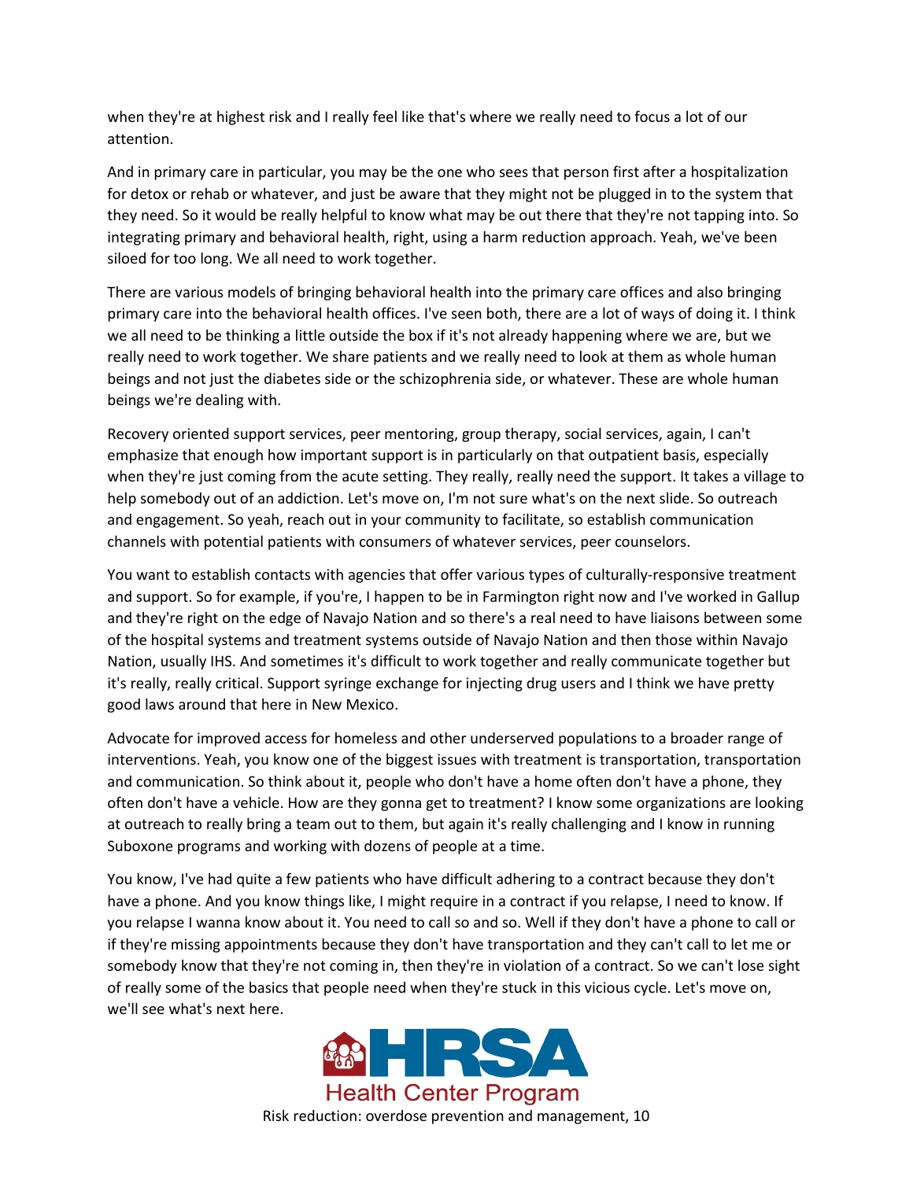when they're at highest risk and I really feel like that's where we really need to focus a lot of our attention.

And in primary care in particular, you may be the one who sees that person first after a hospitalization for detox or rehab or whatever, and just be aware that they might not be plugged in to the system that they need. So it would be really helpful to know what may be out there that they're not tapping into. So integrating primary and behavioral health, right, using a harm reduction approach. Yeah, we've been siloed for too long. We all need to work together.

There are various models of bringing behavioral health into the primary care offices and also bringing primary care into the behavioral health offices. I've seen both, there are a lot of ways of doing it. I think we all need to be thinking a little outside the box if it's not already happening where we are, but we really need to work together. We share patients and we really need to look at them as whole human beings and not just the diabetes side or the schizophrenia side, or whatever. These are whole human beings we're dealing with.

Recovery oriented support services, peer mentoring, group therapy, social services, again, I can't emphasize that enough how important support is in particularly on that outpatient basis, especially when they're just coming from the acute setting. They really, really need the support. It takes a village to help somebody out of an addiction. Let's move on, I'm not sure what's on the next slide. So outreach and engagement. So yeah, reach out in your community to facilitate, so establish communication channels with potential patients with consumers of whatever services, peer counselors.

You want to establish contacts with agencies that offer various types of culturally-responsive treatment and support. So for example, if you're, I happen to be in Farmington right now and I've worked in Gallup and they're right on the edge of Navajo Nation and so there's a real need to have liaisons between some of the hospital systems and treatment systems outside of Navajo Nation and then those within Navajo Nation, usually IHS. And sometimes it's difficult to work together and really communicate together but it's really, really critical. Support syringe exchange for injecting drug users and I think we have pretty good laws around that here in New Mexico.

Advocate for improved access for homeless and other underserved populations to a broader range of interventions. Yeah, you know one of the biggest issues with treatment is transportation, transportation and communication. So think about it, people who don't have a home often don't have a phone, they often don't have a vehicle. How are they gonna get to treatment? I know some organizations are looking at outreach to really bring a team out to them, but again it's really challenging and I know in running Suboxone programs and working with dozens of people at a time.

You know, I've had quite a few patients who have difficult adhering to a contract because they don't have a phone. And you know things like, I might require in a contract if you relapse, I need to know. If you relapse I wanna know about it. You need to call so and so. Well if they don't have a phone to call or if they're missing appointments because they don't have transportation and they can't call to let me or somebody know that they're not coming in, then they're in violation of a contract. So we can't lose sight of really some of the basics that people need when they're stuck in this vicious cycle. Let's move on, we'll see what's next here.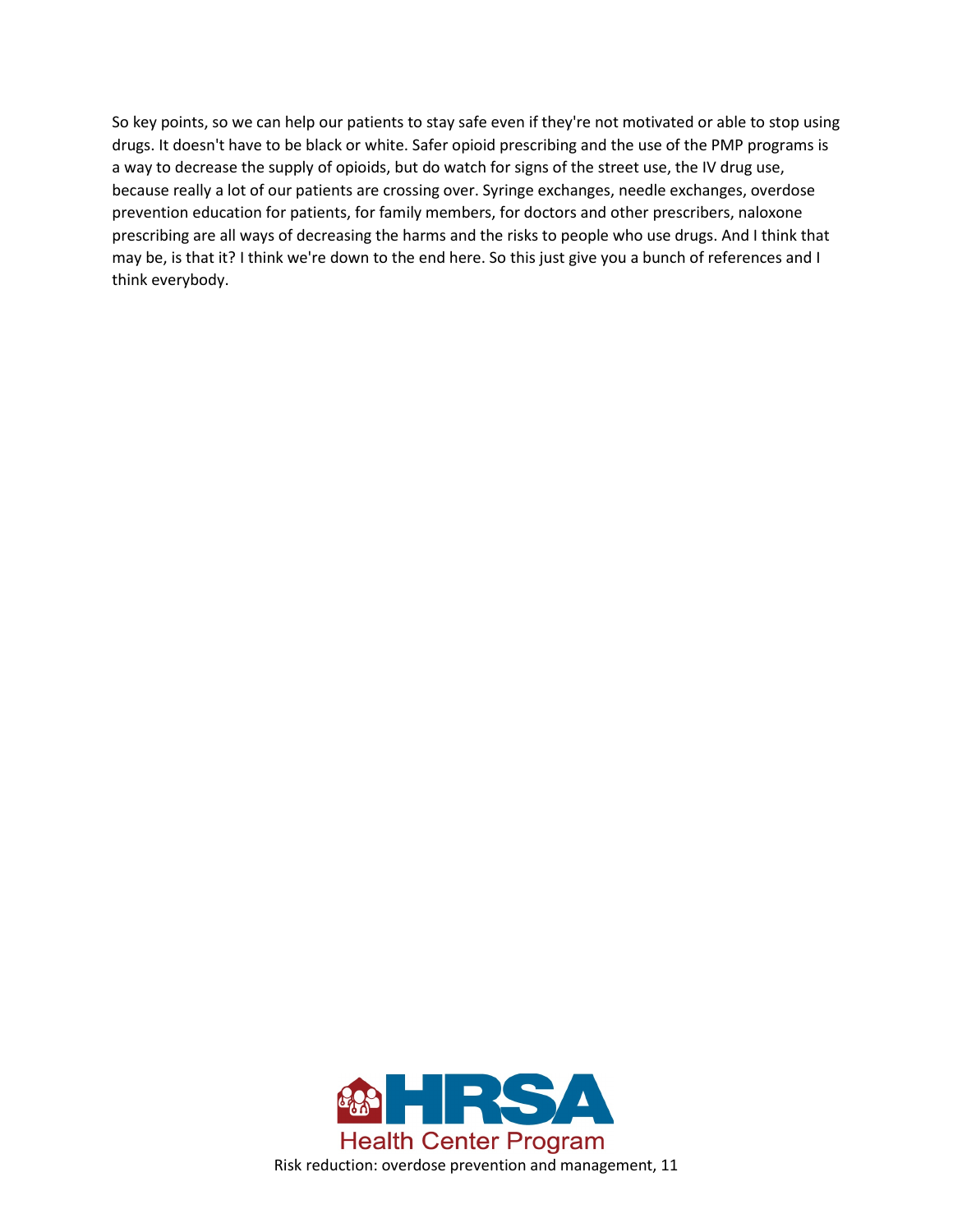So key points, so we can help our patients to stay safe even if they're not motivated or able to stop using drugs. It doesn't have to be black or white. Safer opioid prescribing and the use of the PMP programs is a way to decrease the supply of opioids, but do watch for signs of the street use, the IV drug use, because really a lot of our patients are crossing over. Syringe exchanges, needle exchanges, overdose prevention education for patients, for family members, for doctors and other prescribers, naloxone prescribing are all ways of decreasing the harms and the risks to people who use drugs. And I think that may be, is that it? I think we're down to the end here. So this just give you a bunch of references and I think everybody.